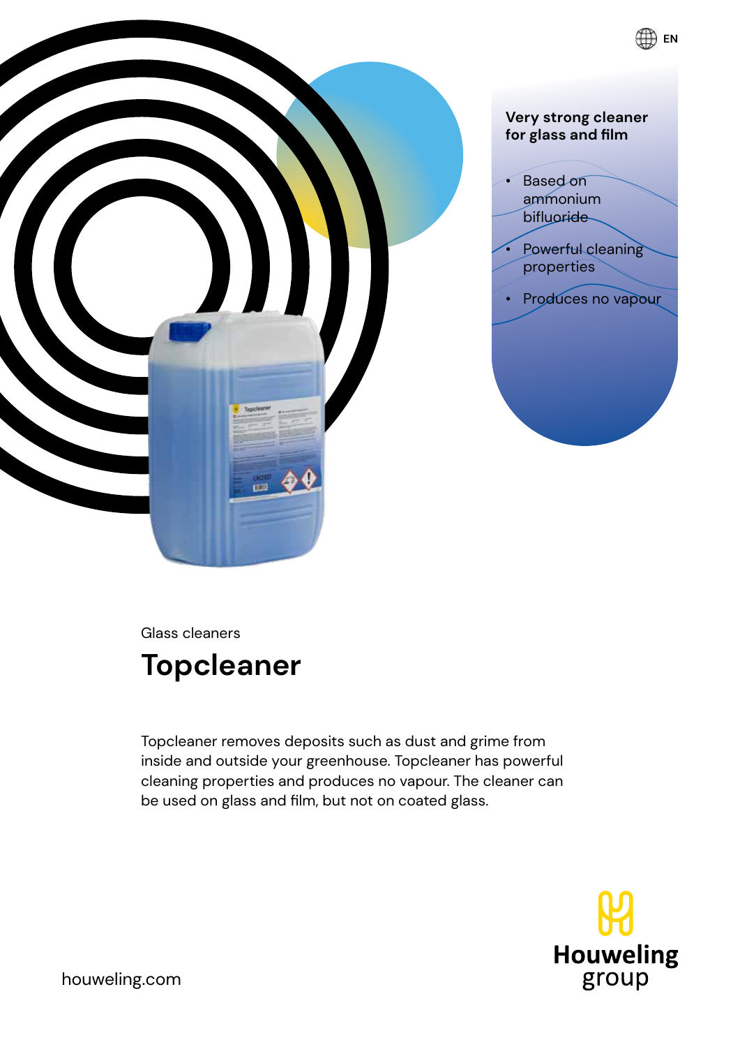EN

**Very strong cleaner for glass and film**

- Based on ammonium bifluoride
- Powerful cleaning properties
- Produces no vapour

Glass cleaners

# Topcleaner

Topcleaner removes deposits such as dust and grime from inside and outside your greenhouse. Topcleaner has powerful cleaning properties and produces no vapour. The cleaner can be used on glass and film, but not on coated glass.

houweling.com

Houweling group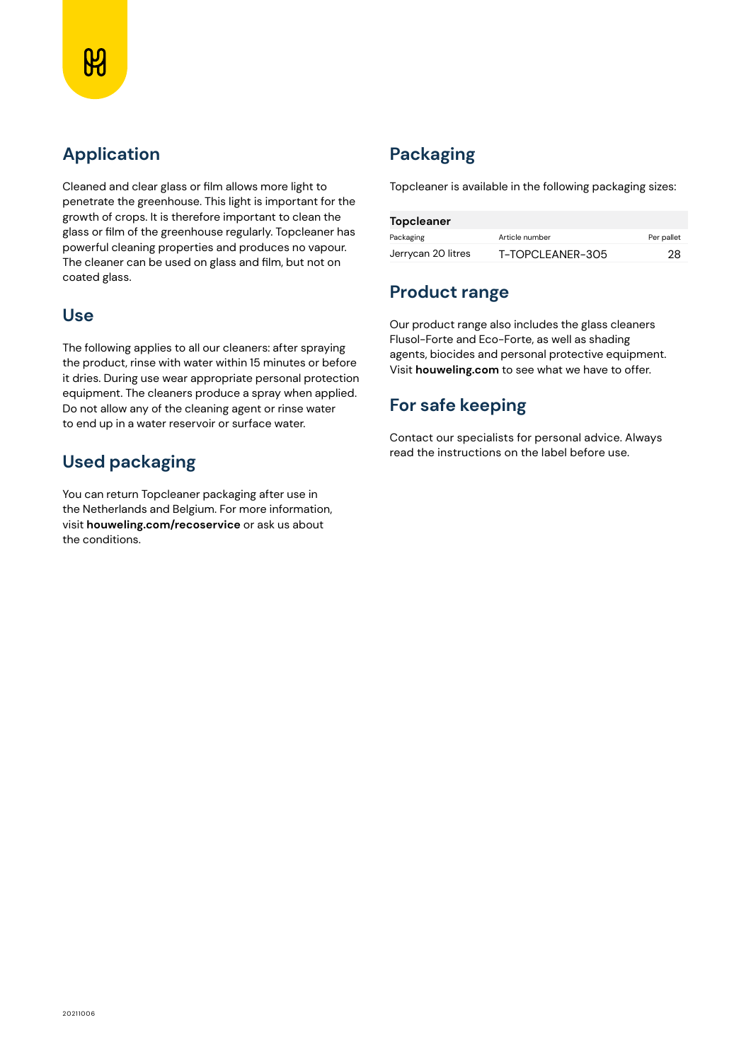## Application

Cleaned and clear glass or film allows more light to penetrate the greenhouse. This light is important for the growth of crops. It is therefore important to clean the glass or film of the greenhouse regularly. Topcleaner has powerful cleaning properties and produces no vapour. The cleaner can be used on glass and film, but not on coated glass.

## Use

The following applies to all our cleaners: after spraying the product, rinse with water within 15 minutes or before it dries. During use wear appropriate personal protection equipment. The cleaners produce a spray when applied. Do not allow any of the cleaning agent or rinse water to end up in a water reservoir or surface water.

## Used packaging

You can return Topcleaner packaging after use in the Netherlands and Belgium. For more information, visit **houweling.com/recoservice** or ask us about the conditions.

## Packaging

Topcleaner is available in the following packaging sizes:

| Topcleaner | | |
|---|---|---|
| Packaging | Article number | Per pallet |
| Jerrycan 20 litres | T-TOPCLEANER-305 | 28 |

## Product range

Our product range also includes the glass cleaners Flusol-Forte and Eco-Forte, as well as shading agents, biocides and personal protective equipment. Visit **houweling.com** to see what we have to offer.

## For safe keeping

Contact our specialists for personal advice. Always read the instructions on the label before use.

20211006